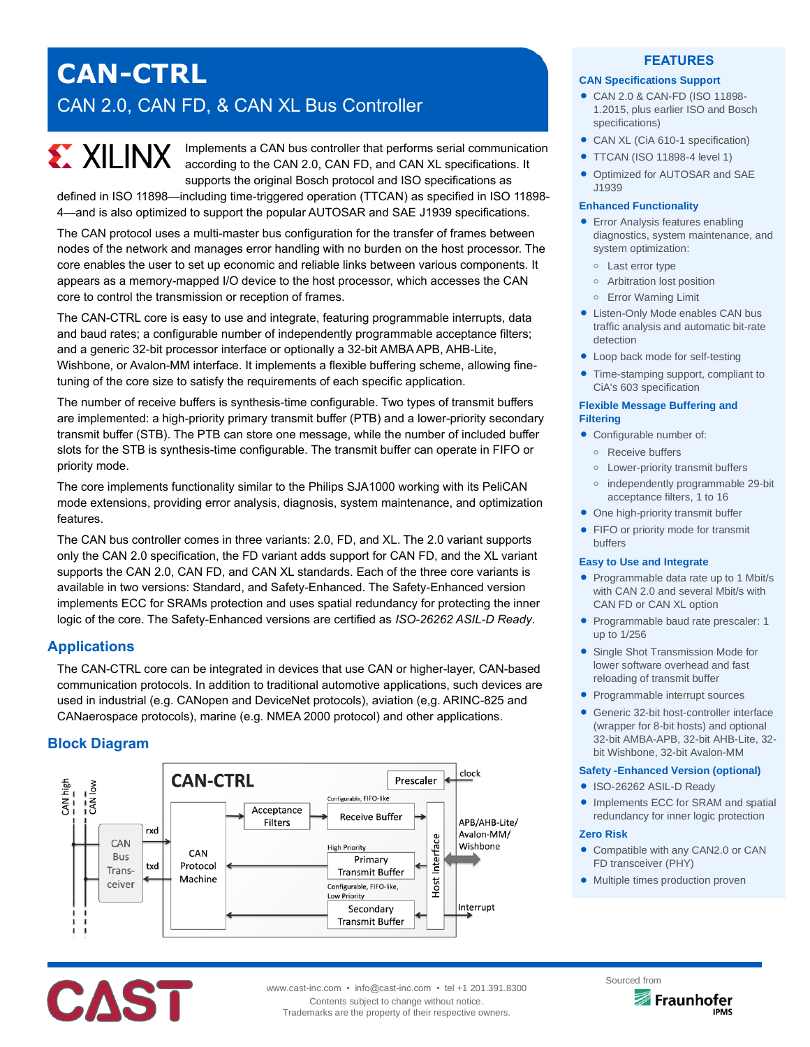# CAN-CTRL

## CAN 2.0, CAN FD, & CAN XL Bus Controller

XILINX

Implements a CAN bus controller that performs serial communication according to the CAN 2.0, CAN FD, and CAN XL specifications. It supports the original Bosch protocol and ISO specifications as defined in ISO 11898—including time-triggered operation (TTCAN) as specified in ISO 11898-4—and is also optimized to support the popular AUTOSAR and SAE J1939 specifications.

The CAN protocol uses a multi-master bus configuration for the transfer of frames between nodes of the network and manages error handling with no burden on the host processor. The core enables the user to set up economic and reliable links between various components. It appears as a memory-mapped I/O device to the host processor, which accesses the CAN core to control the transmission or reception of frames.

The CAN-CTRL core is easy to use and integrate, featuring programmable interrupts, data and baud rates; a configurable number of independently programmable acceptance filters; and a generic 32-bit processor interface or optionally a 32-bit AMBA APB, AHB-Lite, Wishbone, or Avalon-MM interface. It implements a flexible buffering scheme, allowing fine-tuning of the core size to satisfy the requirements of each specific application.

The number of receive buffers is synthesis-time configurable. Two types of transmit buffers are implemented: a high-priority primary transmit buffer (PTB) and a lower-priority secondary transmit buffer (STB). The PTB can store one message, while the number of included buffer slots for the STB is synthesis-time configurable. The transmit buffer can operate in FIFO or priority mode.

The core implements functionality similar to the Philips SJA1000 working with its PeliCAN mode extensions, providing error analysis, diagnosis, system maintenance, and optimization features.

The CAN bus controller comes in three variants: 2.0, FD, and XL. The 2.0 variant supports only the CAN 2.0 specification, the FD variant adds support for CAN FD, and the XL variant supports the CAN 2.0, CAN FD, and CAN XL standards. Each of the three core variants is available in two versions: Standard, and Safety-Enhanced. The Safety-Enhanced version implements ECC for SRAMs protection and uses spatial redundancy for protecting the inner logic of the core. The Safety-Enhanced versions are certified as *ISO-26262 ASIL-D Ready*.

## Applications

The CAN-CTRL core can be integrated in devices that use CAN or higher-layer, CAN-based communication protocols. In addition to traditional automotive applications, such devices are used in industrial (e.g. CANopen and DeviceNet protocols), aviation (e,g. ARINC-825 and CANaerospace protocols), marine (e.g. NMEA 2000 protocol) and other applications.

## Block Diagram

CAN-CTRL block diagram: CAN high / CAN low — CAN Bus Trans-ceiver — rxd / txd — CAN Protocol Machine; Acceptance Filters → Receive Buffer (Configurable, FIFO-like); Primary Transmit Buffer (High Priority); Secondary Transmit Buffer (Configurable, FIFO-like, Low Priority); Prescaler ← clock; Host Interface ↔ APB/AHB-Lite/Avalon-MM/Wishbone; Interrupt.

## FEATURES

### CAN Specifications Support

- CAN 2.0 & CAN-FD (ISO 11898-1.2015, plus earlier ISO and Bosch specifications)
- CAN XL (CiA 610-1 specification)
- TTCAN (ISO 11898-4 level 1)
- Optimized for AUTOSAR and SAE J1939

### Enhanced Functionality

- Error Analysis features enabling diagnostics, system maintenance, and system optimization:
  - Last error type
  - Arbitration lost position
  - Error Warning Limit
- Listen-Only Mode enables CAN bus traffic analysis and automatic bit-rate detection
- Loop back mode for self-testing
- Time-stamping support, compliant to CiA's 603 specification

### Flexible Message Buffering and Filtering

- Configurable number of:
  - Receive buffers
  - Lower-priority transmit buffers
  - independently programmable 29-bit acceptance filters, 1 to 16
- One high-priority transmit buffer
- FIFO or priority mode for transmit buffers

### Easy to Use and Integrate

- Programmable data rate up to 1 Mbit/s with CAN 2.0 and several Mbit/s with CAN FD or CAN XL option
- Programmable baud rate prescaler: 1 up to 1/256
- Single Shot Transmission Mode for lower software overhead and fast reloading of transmit buffer
- Programmable interrupt sources
- Generic 32-bit host-controller interface (wrapper for 8-bit hosts) and optional 32-bit AMBA-APB, 32-bit AHB-Lite, 32-bit Wishbone, 32-bit Avalon-MM

### Safety -Enhanced Version (optional)

- ISO-26262 ASIL-D Ready
- Implements ECC for SRAM and spatial redundancy for inner logic protection

### Zero Risk

- Compatible with any CAN2.0 or CAN FD transceiver (PHY)
- Multiple times production proven

CAST

www.cast-inc.com • info@cast-inc.com • tel +1 201.391.8300
Contents subject to change without notice.
Trademarks are the property of their respective owners.

Sourced from Fraunhofer IPMS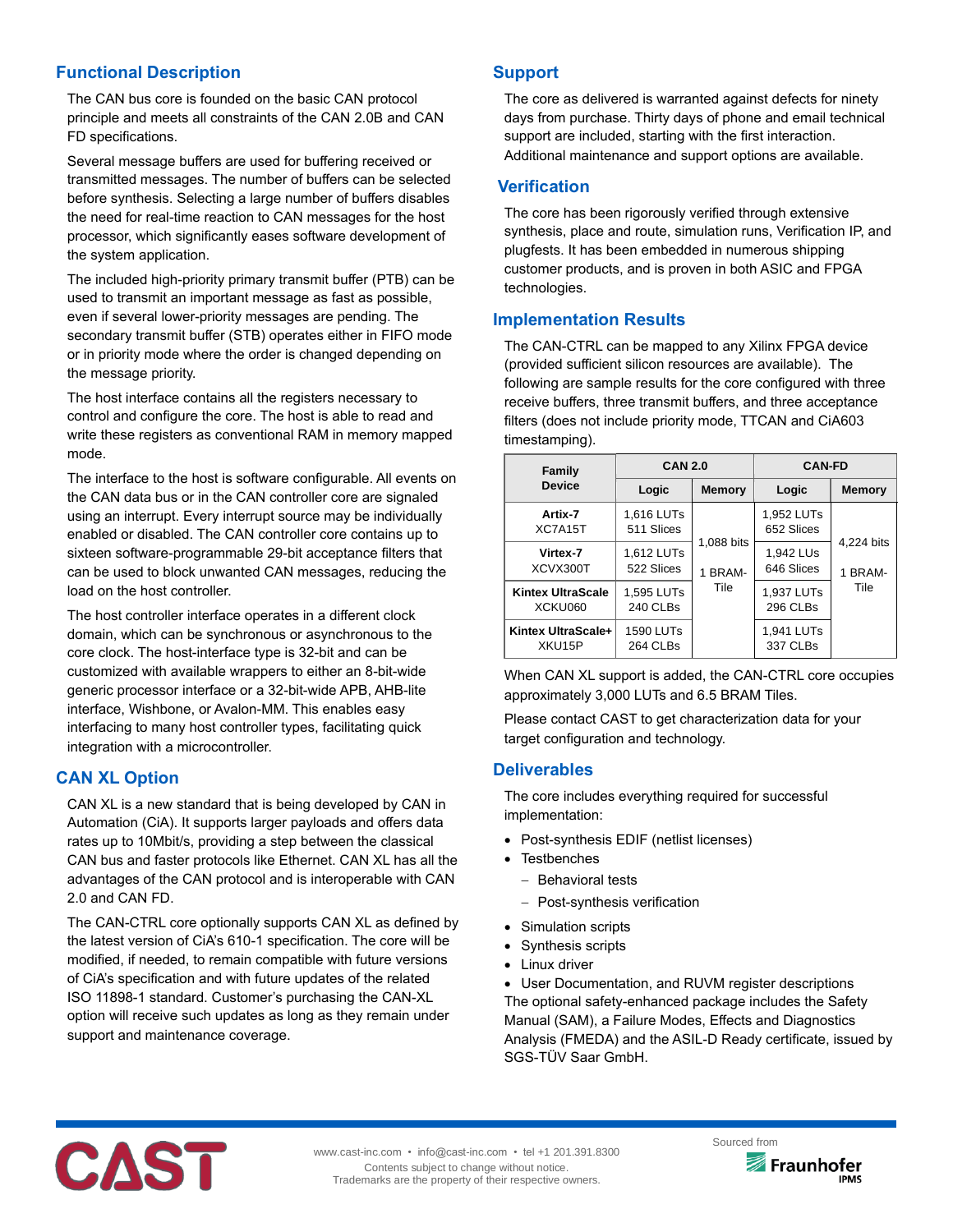## Functional Description

The CAN bus core is founded on the basic CAN protocol principle and meets all constraints of the CAN 2.0B and CAN FD specifications.

Several message buffers are used for buffering received or transmitted messages. The number of buffers can be selected before synthesis. Selecting a large number of buffers disables the need for real-time reaction to CAN messages for the host processor, which significantly eases software development of the system application.

The included high-priority primary transmit buffer (PTB) can be used to transmit an important message as fast as possible, even if several lower-priority messages are pending. The secondary transmit buffer (STB) operates either in FIFO mode or in priority mode where the order is changed depending on the message priority.

The host interface contains all the registers necessary to control and configure the core. The host is able to read and write these registers as conventional RAM in memory mapped mode.

The interface to the host is software configurable. All events on the CAN data bus or in the CAN controller core are signaled using an interrupt. Every interrupt source may be individually enabled or disabled. The CAN controller core contains up to sixteen software-programmable 29-bit acceptance filters that can be used to block unwanted CAN messages, reducing the load on the host controller.

The host controller interface operates in a different clock domain, which can be synchronous or asynchronous to the core clock. The host-interface type is 32-bit and can be customized with available wrappers to either an 8-bit-wide generic processor interface or a 32-bit-wide APB, AHB-lite interface, Wishbone, or Avalon-MM. This enables easy interfacing to many host controller types, facilitating quick integration with a microcontroller.

## CAN XL Option

CAN XL is a new standard that is being developed by CAN in Automation (CiA). It supports larger payloads and offers data rates up to 10Mbit/s, providing a step between the classical CAN bus and faster protocols like Ethernet. CAN XL has all the advantages of the CAN protocol and is interoperable with CAN 2.0 and CAN FD.

The CAN-CTRL core optionally supports CAN XL as defined by the latest version of CiA's 610-1 specification. The core will be modified, if needed, to remain compatible with future versions of CiA's specification and with future updates of the related ISO 11898-1 standard. Customer's purchasing the CAN-XL option will receive such updates as long as they remain under support and maintenance coverage.

## Support

The core as delivered is warranted against defects for ninety days from purchase. Thirty days of phone and email technical support are included, starting with the first interaction. Additional maintenance and support options are available.

## Verification

The core has been rigorously verified through extensive synthesis, place and route, simulation runs, Verification IP, and plugfests. It has been embedded in numerous shipping customer products, and is proven in both ASIC and FPGA technologies.

## Implementation Results

The CAN-CTRL can be mapped to any Xilinx FPGA device (provided sufficient silicon resources are available). The following are sample results for the core configured with three receive buffers, three transmit buffers, and three acceptance filters (does not include priority mode, TTCAN and CiA603 timestamping).

| Family Device | CAN 2.0 | | CAN-FD | |
|---|---|---|---|---|
| | **Logic** | **Memory** | **Logic** | **Memory** |
| **Artix-7** XC7A15T | 1,616 LUTs 511 Slices | 1,088 bits 1 BRAM-Tile | 1,952 LUTs 652 Slices | 4,224 bits 1 BRAM-Tile |
| **Virtex-7** XCVX300T | 1,612 LUTs 522 Slices | | 1,942 LUs 646 Slices | |
| **Kintex UltraScale** XCKU060 | 1,595 LUTs 240 CLBs | | 1,937 LUTs 296 CLBs | |
| **Kintex UltraScale+** XKU15P | 1590 LUTs 264 CLBs | | 1,941 LUTs 337 CLBs | |

When CAN XL support is added, the CAN-CTRL core occupies approximately 3,000 LUTs and 6.5 BRAM Tiles.

Please contact CAST to get characterization data for your target configuration and technology.

## Deliverables

The core includes everything required for successful implementation:

- Post-synthesis EDIF (netlist licenses)
- Testbenches
  - Behavioral tests
  - Post-synthesis verification
- Simulation scripts
- Synthesis scripts
- Linux driver
- User Documentation, and RUVM register descriptions

The optional safety-enhanced package includes the Safety Manual (SAM), a Failure Modes, Effects and Diagnostics Analysis (FMEDA) and the ASIL-D Ready certificate, issued by SGS-TÜV Saar GmbH.

CAST

www.cast-inc.com • info@cast-inc.com • tel +1 201.391.8300
Contents subject to change without notice.
Trademarks are the property of their respective owners.

Sourced from Fraunhofer IPMS